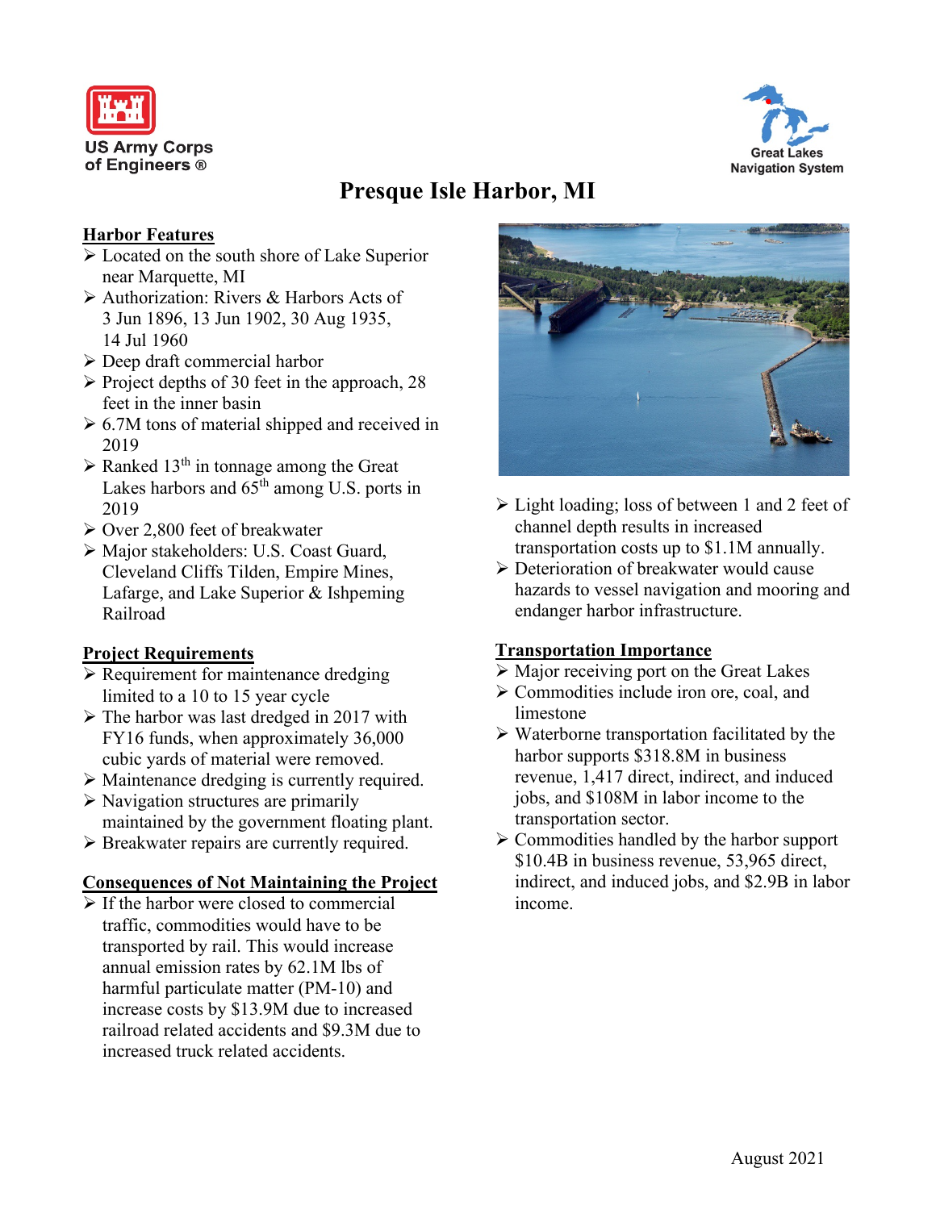US Army Corps of Engineers ®

Great Lakes Navigation System

# Presque Isle Harbor, MI

## Harbor Features

- Located on the south shore of Lake Superior near Marquette, MI
- Authorization: Rivers & Harbors Acts of 3 Jun 1896, 13 Jun 1902, 30 Aug 1935, 14 Jul 1960
- Deep draft commercial harbor
- Project depths of 30 feet in the approach, 28 feet in the inner basin
- 6.7M tons of material shipped and received in 2019
- Ranked 13th in tonnage among the Great Lakes harbors and 65th among U.S. ports in 2019
- Over 2,800 feet of breakwater
- Major stakeholders: U.S. Coast Guard, Cleveland Cliffs Tilden, Empire Mines, Lafarge, and Lake Superior & Ishpeming Railroad

## Project Requirements

- Requirement for maintenance dredging limited to a 10 to 15 year cycle
- The harbor was last dredged in 2017 with FY16 funds, when approximately 36,000 cubic yards of material were removed.
- Maintenance dredging is currently required.
- Navigation structures are primarily maintained by the government floating plant.
- Breakwater repairs are currently required.

## Consequences of Not Maintaining the Project

- If the harbor were closed to commercial traffic, commodities would have to be transported by rail. This would increase annual emission rates by 62.1M lbs of harmful particulate matter (PM-10) and increase costs by $13.9M due to increased railroad related accidents and $9.3M due to increased truck related accidents.
- Light loading; loss of between 1 and 2 feet of channel depth results in increased transportation costs up to $1.1M annually.
- Deterioration of breakwater would cause hazards to vessel navigation and mooring and endanger harbor infrastructure.

## Transportation Importance

- Major receiving port on the Great Lakes
- Commodities include iron ore, coal, and limestone
- Waterborne transportation facilitated by the harbor supports $318.8M in business revenue, 1,417 direct, indirect, and induced jobs, and $108M in labor income to the transportation sector.
- Commodities handled by the harbor support $10.4B in business revenue, 53,965 direct, indirect, and induced jobs, and $2.9B in labor income.

August 2021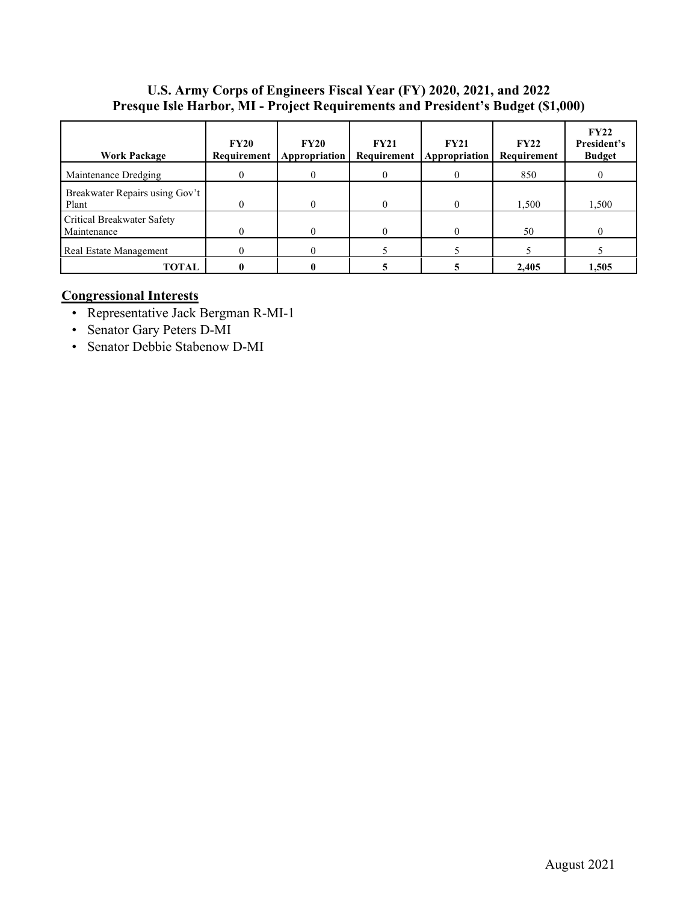**U.S. Army Corps of Engineers Fiscal Year (FY) 2020, 2021, and 2022**
**Presque Isle Harbor, MI - Project Requirements and President's Budget ($1,000)**

| Work Package | FY20 Requirement | FY20 Appropriation | FY21 Requirement | FY21 Appropriation | FY22 Requirement | FY22 President's Budget |
|---|---|---|---|---|---|---|
| Maintenance Dredging | 0 | 0 | 0 | 0 | 850 | 0 |
| Breakwater Repairs using Gov't Plant | 0 | 0 | 0 | 0 | 1,500 | 1,500 |
| Critical Breakwater Safety Maintenance | 0 | 0 | 0 | 0 | 50 | 0 |
| Real Estate Management | 0 | 0 | 5 | 5 | 5 | 5 |
| **TOTAL** | **0** | **0** | **5** | **5** | **2,405** | **1,505** |

## Congressional Interests

- Representative Jack Bergman R-MI-1
- Senator Gary Peters D-MI
- Senator Debbie Stabenow D-MI

August 2021